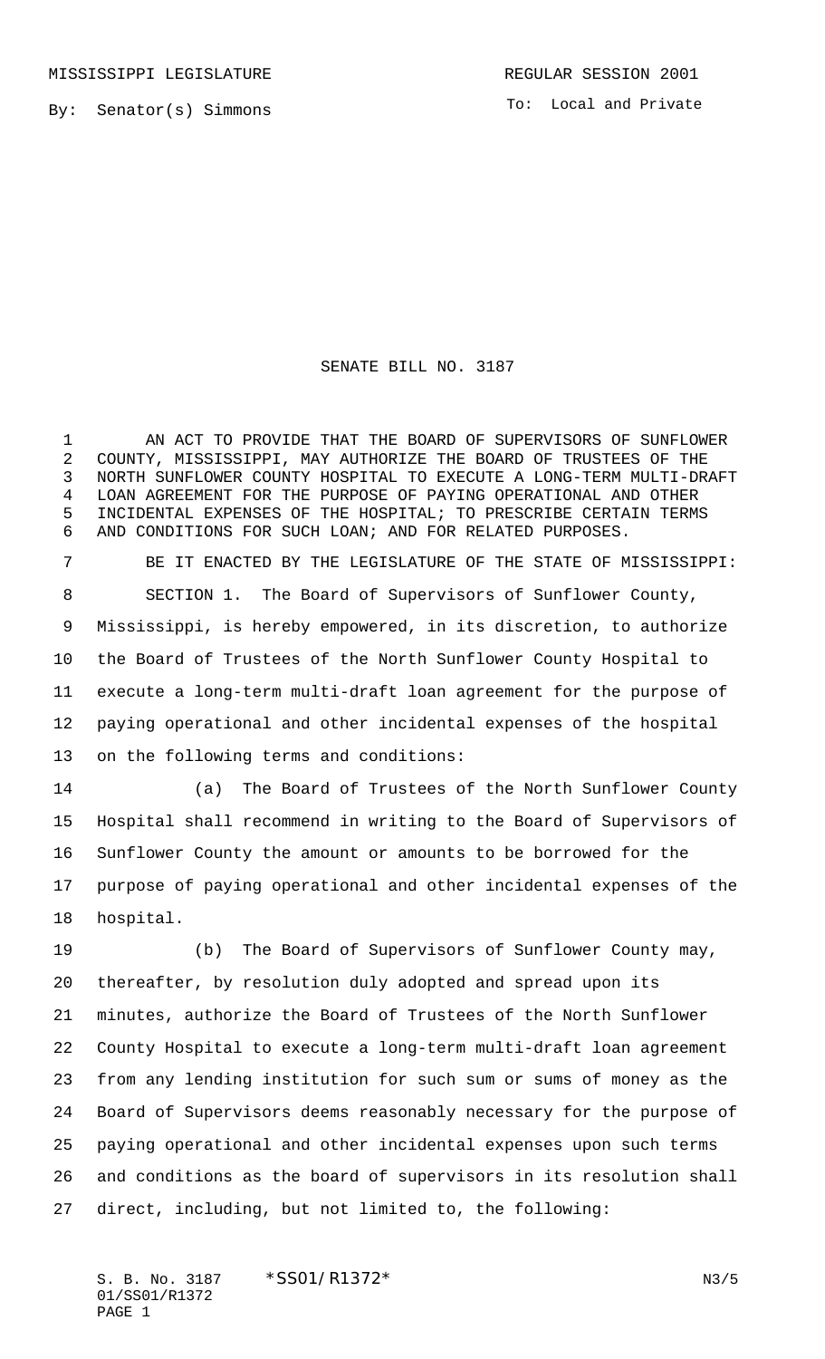MISSISSIPPI LEGISLATURE REGULAR SESSION 2001

By: Senator(s) Simmons

To: Local and Private

# SENATE BILL NO. 3187

AN ACT TO PROVIDE THAT THE BOARD OF SUPERVISORS OF SUNFLOWER COUNTY, MISSISSIPPI, MAY AUTHORIZE THE BOARD OF TRUSTEES OF THE NORTH SUNFLOWER COUNTY HOSPITAL TO EXECUTE A LONG-TERM MULTI-DRAFT LOAN AGREEMENT FOR THE PURPOSE OF PAYING OPERATIONAL AND OTHER INCIDENTAL EXPENSES OF THE HOSPITAL; TO PRESCRIBE CERTAIN TERMS AND CONDITIONS FOR SUCH LOAN; AND FOR RELATED PURPOSES.

BE IT ENACTED BY THE LEGISLATURE OF THE STATE OF MISSISSIPPI:

SECTION 1. The Board of Supervisors of Sunflower County, Mississippi, is hereby empowered, in its discretion, to authorize the Board of Trustees of the North Sunflower County Hospital to execute a long-term multi-draft loan agreement for the purpose of paying operational and other incidental expenses of the hospital on the following terms and conditions:

(a) The Board of Trustees of the North Sunflower County Hospital shall recommend in writing to the Board of Supervisors of Sunflower County the amount or amounts to be borrowed for the purpose of paying operational and other incidental expenses of the hospital.

(b) The Board of Supervisors of Sunflower County may, thereafter, by resolution duly adopted and spread upon its minutes, authorize the Board of Trustees of the North Sunflower County Hospital to execute a long-term multi-draft loan agreement from any lending institution for such sum or sums of money as the Board of Supervisors deems reasonably necessary for the purpose of paying operational and other incidental expenses upon such terms and conditions as the board of supervisors in its resolution shall direct, including, but not limited to, the following: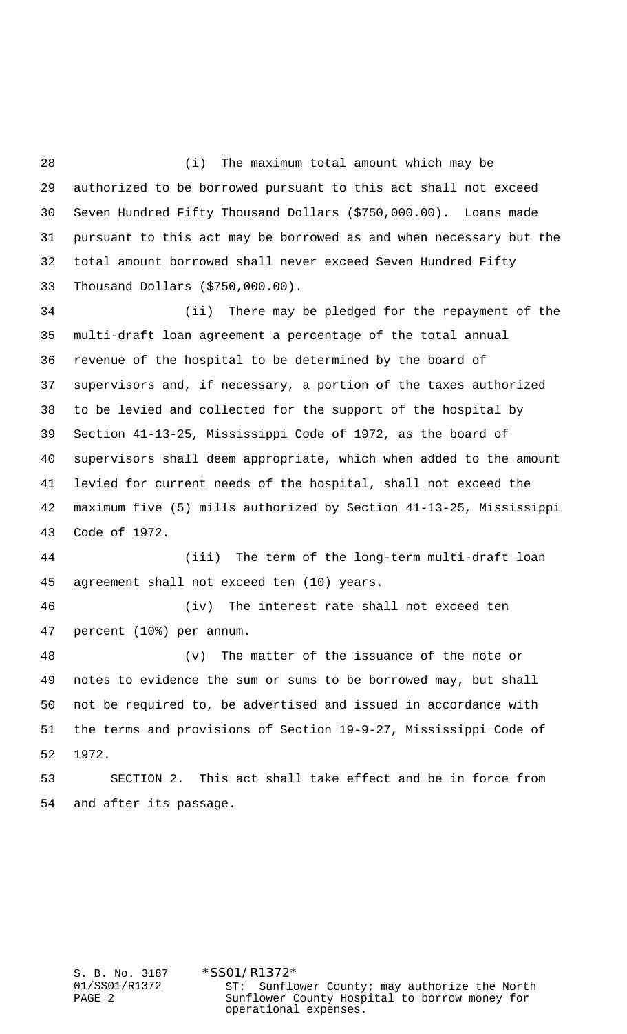(i) The maximum total amount which may be authorized to be borrowed pursuant to this act shall not exceed Seven Hundred Fifty Thousand Dollars ($750,000.00). Loans made pursuant to this act may be borrowed as and when necessary but the total amount borrowed shall never exceed Seven Hundred Fifty Thousand Dollars ($750,000.00).

(ii) There may be pledged for the repayment of the multi-draft loan agreement a percentage of the total annual revenue of the hospital to be determined by the board of supervisors and, if necessary, a portion of the taxes authorized to be levied and collected for the support of the hospital by Section 41-13-25, Mississippi Code of 1972, as the board of supervisors shall deem appropriate, which when added to the amount levied for current needs of the hospital, shall not exceed the maximum five (5) mills authorized by Section 41-13-25, Mississippi Code of 1972.

(iii) The term of the long-term multi-draft loan agreement shall not exceed ten (10) years.

(iv) The interest rate shall not exceed ten percent (10%) per annum.

(v) The matter of the issuance of the note or notes to evidence the sum or sums to be borrowed may, but shall not be required to, be advertised and issued in accordance with the terms and provisions of Section 19-9-27, Mississippi Code of 1972.

SECTION 2. This act shall take effect and be in force from and after its passage.